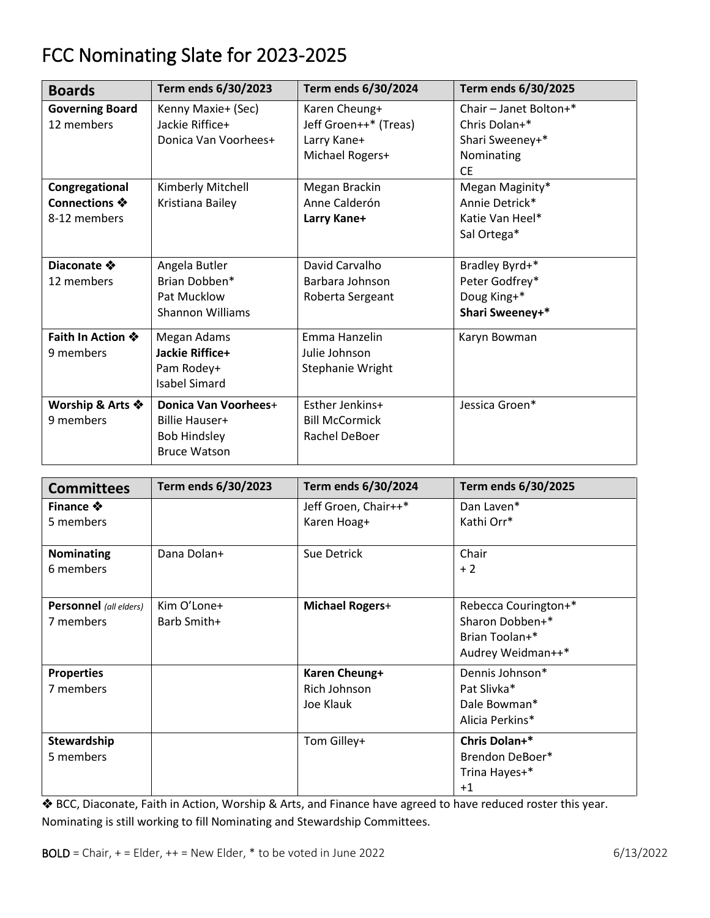# FCC Nominating Slate for 2023-2025

| **Boards** | **Term ends 6/30/2023** | **Term ends 6/30/2024** | **Term ends 6/30/2025** |
|---|---|---|---|
| **Governing Board**<br>12 members | Kenny Maxie+ (Sec)<br>Jackie Riffice+<br>Donica Van Voorhees+ | Karen Cheung+<br>Jeff Groen++* (Treas)<br>Larry Kane+<br>Michael Rogers+ | Chair – Janet Bolton+*<br>Chris Dolan+*<br>Shari Sweeney+*<br>Nominating<br>CE |
| **Congregational Connections** ❖<br>8-12 members | Kimberly Mitchell<br>Kristiana Bailey | Megan Brackin<br>Anne Calderón<br>**Larry Kane+** | Megan Maginity*<br>Annie Detrick*<br>Katie Van Heel*<br>Sal Ortega* |
| **Diaconate** ❖<br>12 members | Angela Butler<br>Brian Dobben*<br>Pat Mucklow<br>Shannon Williams | David Carvalho<br>Barbara Johnson<br>Roberta Sergeant | Bradley Byrd+*<br>Peter Godfrey*<br>Doug King+*<br>**Shari Sweeney+*** |
| **Faith In Action** ❖<br>9 members | Megan Adams<br>**Jackie Riffice+**<br>Pam Rodey+<br>Isabel Simard | Emma Hanzelin<br>Julie Johnson<br>Stephanie Wright | Karyn Bowman |
| **Worship & Arts** ❖<br>9 members | **Donica Van Voorhees**+<br>Billie Hauser+<br>Bob Hindsley<br>Bruce Watson | Esther Jenkins+<br>**Bill McCormick**<br>Rachel DeBoer | Jessica Groen* |

| **Committees** | **Term ends 6/30/2023** | **Term ends 6/30/2024** | **Term ends 6/30/2025** |
|---|---|---|---|
| **Finance** ❖<br>5 members | | Jeff Groen, Chair++*<br>Karen Hoag+ | Dan Laven*<br>Kathi Orr* |
| **Nominating**<br>6 members | Dana Dolan+ | Sue Detrick | Chair<br>+ 2 |
| **Personnel** *(all elders)*<br>7 members | Kim O'Lone+<br>Barb Smith+ | **Michael Rogers**+ | Rebecca Courington+*<br>Sharon Dobben+*<br>Brian Toolan+*<br>Audrey Weidman++* |
| **Properties**<br>7 members | | **Karen Cheung+**<br>Rich Johnson<br>Joe Klauk | Dennis Johnson*<br>Pat Slivka*<br>Dale Bowman*<br>Alicia Perkins* |
| **Stewardship**<br>5 members | | Tom Gilley+ | **Chris Dolan+***<br>Brendon DeBoer*<br>Trina Hayes+*<br>+1 |

❖ BCC, Diaconate, Faith in Action, Worship & Arts, and Finance have agreed to have reduced roster this year. Nominating is still working to fill Nominating and Stewardship Committees.

**BOLD** = Chair, + = Elder, ++ = New Elder, * to be voted in June 2022

6/13/2022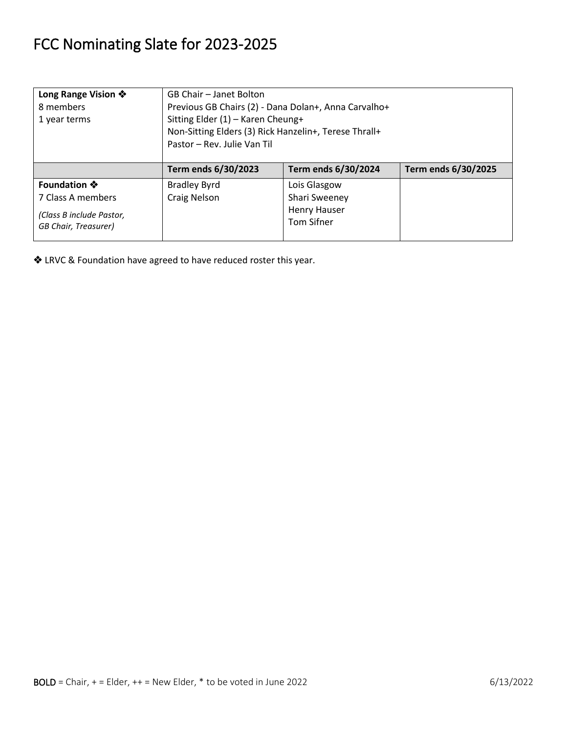# FCC Nominating Slate for 2023-2025

| | | | |
|---|---|---|---|
| **Long Range Vision ❖**<br>8 members<br>1 year terms | GB Chair – Janet Bolton<br>Previous GB Chairs (2) - Dana Dolan+, Anna Carvalho+<br>Sitting Elder (1) – Karen Cheung+<br>Non-Sitting Elders (3) Rick Hanzelin+, Terese Thrall+<br>Pastor – Rev. Julie Van Til | | |
| | **Term ends 6/30/2023** | **Term ends 6/30/2024** | **Term ends 6/30/2025** |
| **Foundation ❖**<br>7 Class A members<br>*(Class B include Pastor, GB Chair, Treasurer)* | Bradley Byrd<br>Craig Nelson | Lois Glasgow<br>Shari Sweeney<br>Henry Hauser<br>Tom Sifner | |

❖ LRVC & Foundation have agreed to have reduced roster this year.

**BOLD** = Chair, + = Elder, ++ = New Elder, * to be voted in June 2022

6/13/2022